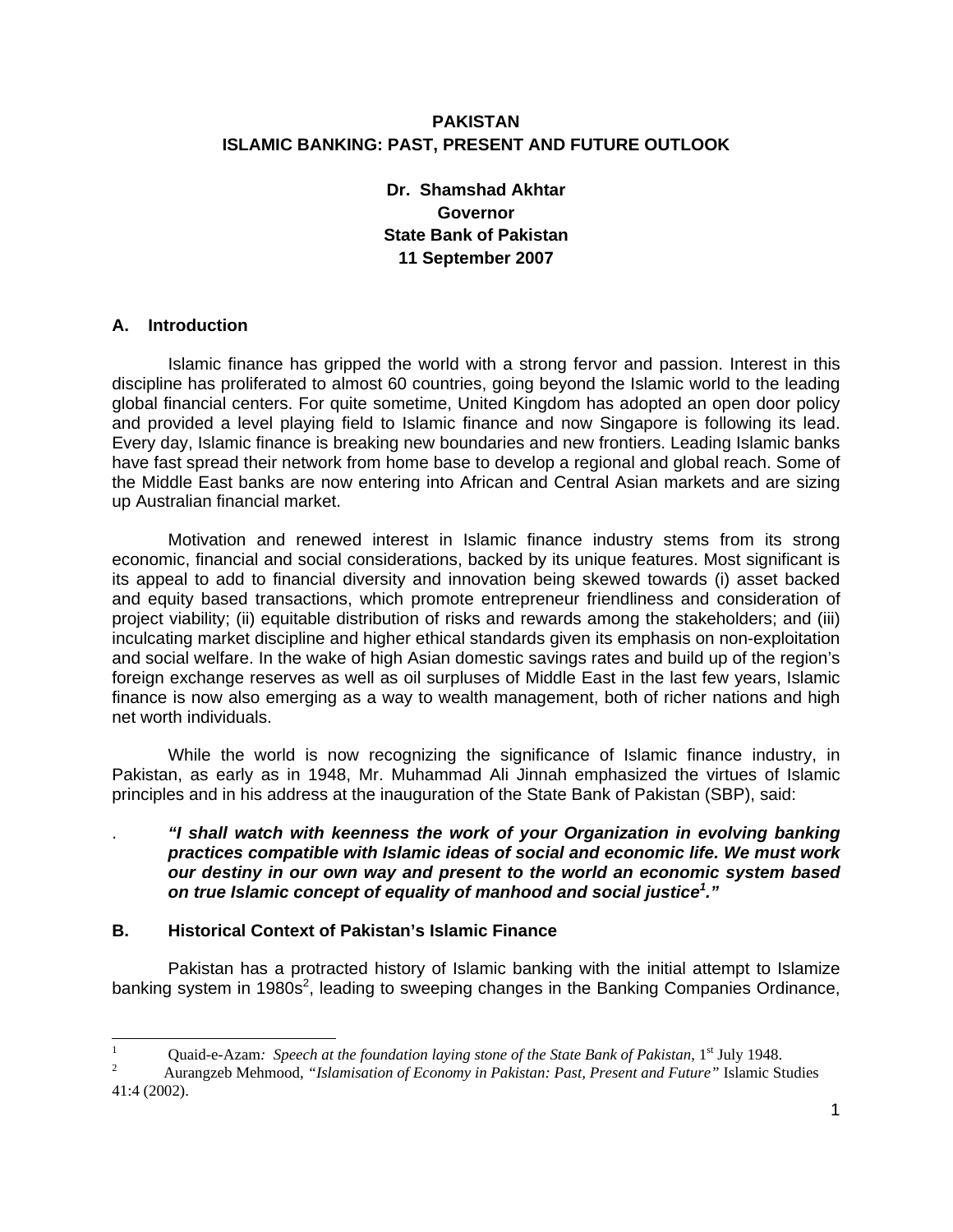# PAKISTAN
# ISLAMIC BANKING: PAST, PRESENT AND FUTURE OUTLOOK

**Dr. Shamshad Akhtar**
**Governor**
**State Bank of Pakistan**
**11 September 2007**

## A. Introduction

Islamic finance has gripped the world with a strong fervor and passion. Interest in this discipline has proliferated to almost 60 countries, going beyond the Islamic world to the leading global financial centers. For quite sometime, United Kingdom has adopted an open door policy and provided a level playing field to Islamic finance and now Singapore is following its lead. Every day, Islamic finance is breaking new boundaries and new frontiers. Leading Islamic banks have fast spread their network from home base to develop a regional and global reach. Some of the Middle East banks are now entering into African and Central Asian markets and are sizing up Australian financial market.

Motivation and renewed interest in Islamic finance industry stems from its strong economic, financial and social considerations, backed by its unique features. Most significant is its appeal to add to financial diversity and innovation being skewed towards (i) asset backed and equity based transactions, which promote entrepreneur friendliness and consideration of project viability; (ii) equitable distribution of risks and rewards among the stakeholders; and (iii) inculcating market discipline and higher ethical standards given its emphasis on non-exploitation and social welfare. In the wake of high Asian domestic savings rates and build up of the region's foreign exchange reserves as well as oil surpluses of Middle East in the last few years, Islamic finance is now also emerging as a way to wealth management, both of richer nations and high net worth individuals.

While the world is now recognizing the significance of Islamic finance industry, in Pakistan, as early as in 1948, Mr. Muhammad Ali Jinnah emphasized the virtues of Islamic principles and in his address at the inauguration of the State Bank of Pakistan (SBP), said:

> ***"I shall watch with keenness the work of your Organization in evolving banking practices compatible with Islamic ideas of social and economic life. We must work our destiny in our own way and present to the world an economic system based on true Islamic concept of equality of manhood and social justice[1]."***

## B. Historical Context of Pakistan's Islamic Finance

Pakistan has a protracted history of Islamic banking with the initial attempt to Islamize banking system in 1980s[2], leading to sweeping changes in the Banking Companies Ordinance,

---

[1] Quaid-e-Azam*: Speech at the foundation laying stone of the State Bank of Pakistan*, 1st July 1948.

[2] Aurangzeb Mehmood, *"Islamisation of Economy in Pakistan: Past, Present and Future"* Islamic Studies 41:4 (2002).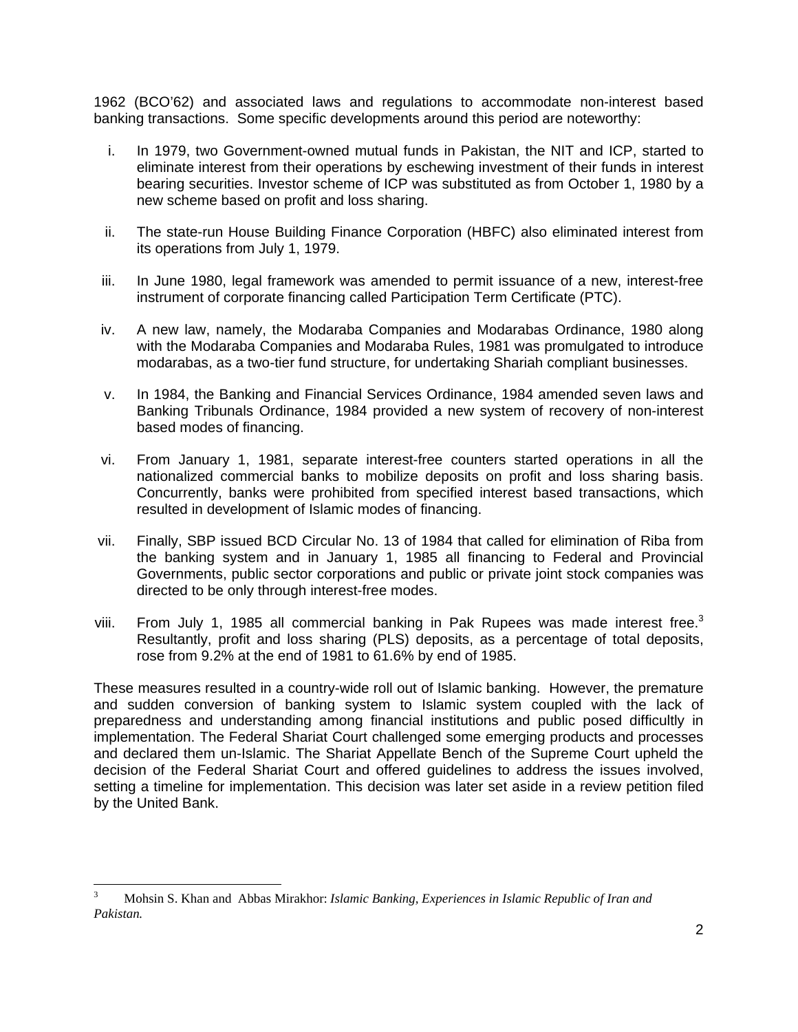1962 (BCO'62) and associated laws and regulations to accommodate non-interest based banking transactions. Some specific developments around this period are noteworthy:

i. In 1979, two Government-owned mutual funds in Pakistan, the NIT and ICP, started to eliminate interest from their operations by eschewing investment of their funds in interest bearing securities. Investor scheme of ICP was substituted as from October 1, 1980 by a new scheme based on profit and loss sharing.

ii. The state-run House Building Finance Corporation (HBFC) also eliminated interest from its operations from July 1, 1979.

iii. In June 1980, legal framework was amended to permit issuance of a new, interest-free instrument of corporate financing called Participation Term Certificate (PTC).

iv. A new law, namely, the Modaraba Companies and Modarabas Ordinance, 1980 along with the Modaraba Companies and Modaraba Rules, 1981 was promulgated to introduce modarabas, as a two-tier fund structure, for undertaking Shariah compliant businesses.

v. In 1984, the Banking and Financial Services Ordinance, 1984 amended seven laws and Banking Tribunals Ordinance, 1984 provided a new system of recovery of non-interest based modes of financing.

vi. From January 1, 1981, separate interest-free counters started operations in all the nationalized commercial banks to mobilize deposits on profit and loss sharing basis. Concurrently, banks were prohibited from specified interest based transactions, which resulted in development of Islamic modes of financing.

vii. Finally, SBP issued BCD Circular No. 13 of 1984 that called for elimination of Riba from the banking system and in January 1, 1985 all financing to Federal and Provincial Governments, public sector corporations and public or private joint stock companies was directed to be only through interest-free modes.

viii. From July 1, 1985 all commercial banking in Pak Rupees was made interest free.[3] Resultantly, profit and loss sharing (PLS) deposits, as a percentage of total deposits, rose from 9.2% at the end of 1981 to 61.6% by end of 1985.

These measures resulted in a country-wide roll out of Islamic banking. However, the premature and sudden conversion of banking system to Islamic system coupled with the lack of preparedness and understanding among financial institutions and public posed difficultly in implementation. The Federal Shariat Court challenged some emerging products and processes and declared them un-Islamic. The Shariat Appellate Bench of the Supreme Court upheld the decision of the Federal Shariat Court and offered guidelines to address the issues involved, setting a timeline for implementation. This decision was later set aside in a review petition filed by the United Bank.

---

[3] Mohsin S. Khan and Abbas Mirakhor: *Islamic Banking, Experiences in Islamic Republic of Iran and Pakistan.*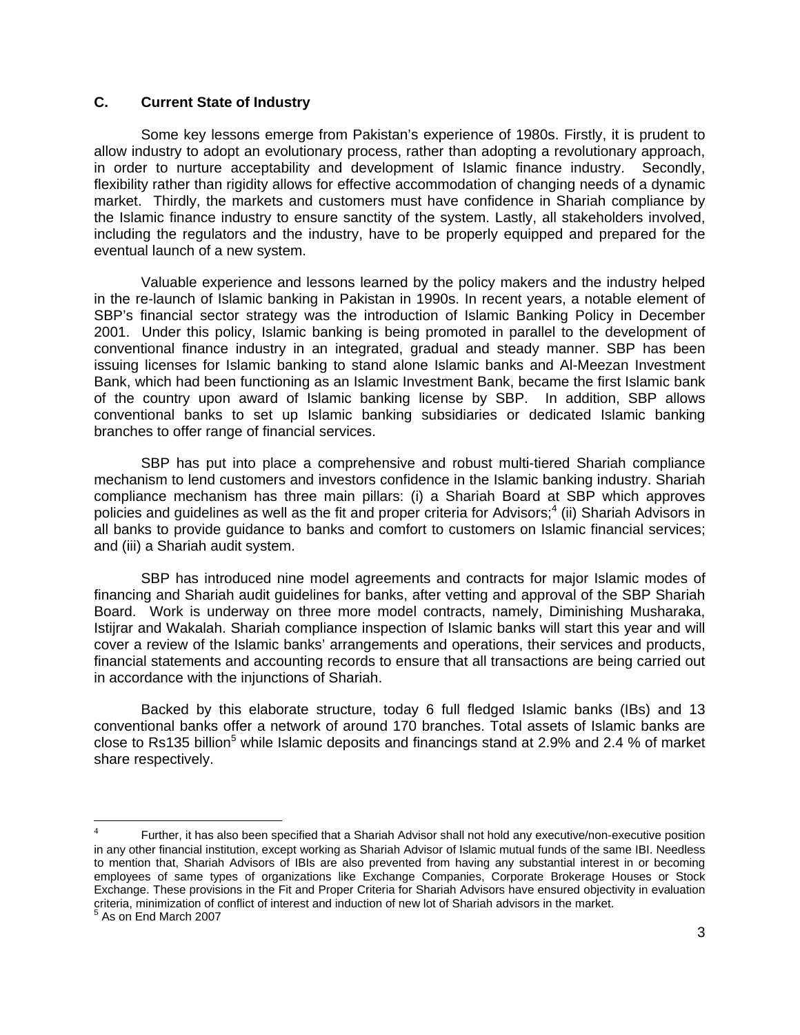### C. Current State of Industry

Some key lessons emerge from Pakistan's experience of 1980s. Firstly, it is prudent to allow industry to adopt an evolutionary process, rather than adopting a revolutionary approach, in order to nurture acceptability and development of Islamic finance industry. Secondly, flexibility rather than rigidity allows for effective accommodation of changing needs of a dynamic market. Thirdly, the markets and customers must have confidence in Shariah compliance by the Islamic finance industry to ensure sanctity of the system. Lastly, all stakeholders involved, including the regulators and the industry, have to be properly equipped and prepared for the eventual launch of a new system.

Valuable experience and lessons learned by the policy makers and the industry helped in the re-launch of Islamic banking in Pakistan in 1990s. In recent years, a notable element of SBP's financial sector strategy was the introduction of Islamic Banking Policy in December 2001. Under this policy, Islamic banking is being promoted in parallel to the development of conventional finance industry in an integrated, gradual and steady manner. SBP has been issuing licenses for Islamic banking to stand alone Islamic banks and Al-Meezan Investment Bank, which had been functioning as an Islamic Investment Bank, became the first Islamic bank of the country upon award of Islamic banking license by SBP. In addition, SBP allows conventional banks to set up Islamic banking subsidiaries or dedicated Islamic banking branches to offer range of financial services.

SBP has put into place a comprehensive and robust multi-tiered Shariah compliance mechanism to lend customers and investors confidence in the Islamic banking industry. Shariah compliance mechanism has three main pillars: (i) a Shariah Board at SBP which approves policies and guidelines as well as the fit and proper criteria for Advisors;[4] (ii) Shariah Advisors in all banks to provide guidance to banks and comfort to customers on Islamic financial services; and (iii) a Shariah audit system.

SBP has introduced nine model agreements and contracts for major Islamic modes of financing and Shariah audit guidelines for banks, after vetting and approval of the SBP Shariah Board. Work is underway on three more model contracts, namely, Diminishing Musharaka, Istijrar and Wakalah. Shariah compliance inspection of Islamic banks will start this year and will cover a review of the Islamic banks' arrangements and operations, their services and products, financial statements and accounting records to ensure that all transactions are being carried out in accordance with the injunctions of Shariah.

Backed by this elaborate structure, today 6 full fledged Islamic banks (IBs) and 13 conventional banks offer a network of around 170 branches. Total assets of Islamic banks are close to Rs135 billion[5] while Islamic deposits and financings stand at 2.9% and 2.4 % of market share respectively.

---

[4] Further, it has also been specified that a Shariah Advisor shall not hold any executive/non-executive position in any other financial institution, except working as Shariah Advisor of Islamic mutual funds of the same IBI. Needless to mention that, Shariah Advisors of IBIs are also prevented from having any substantial interest in or becoming employees of same types of organizations like Exchange Companies, Corporate Brokerage Houses or Stock Exchange. These provisions in the Fit and Proper Criteria for Shariah Advisors have ensured objectivity in evaluation criteria, minimization of conflict of interest and induction of new lot of Shariah advisors in the market.

[5] As on End March 2007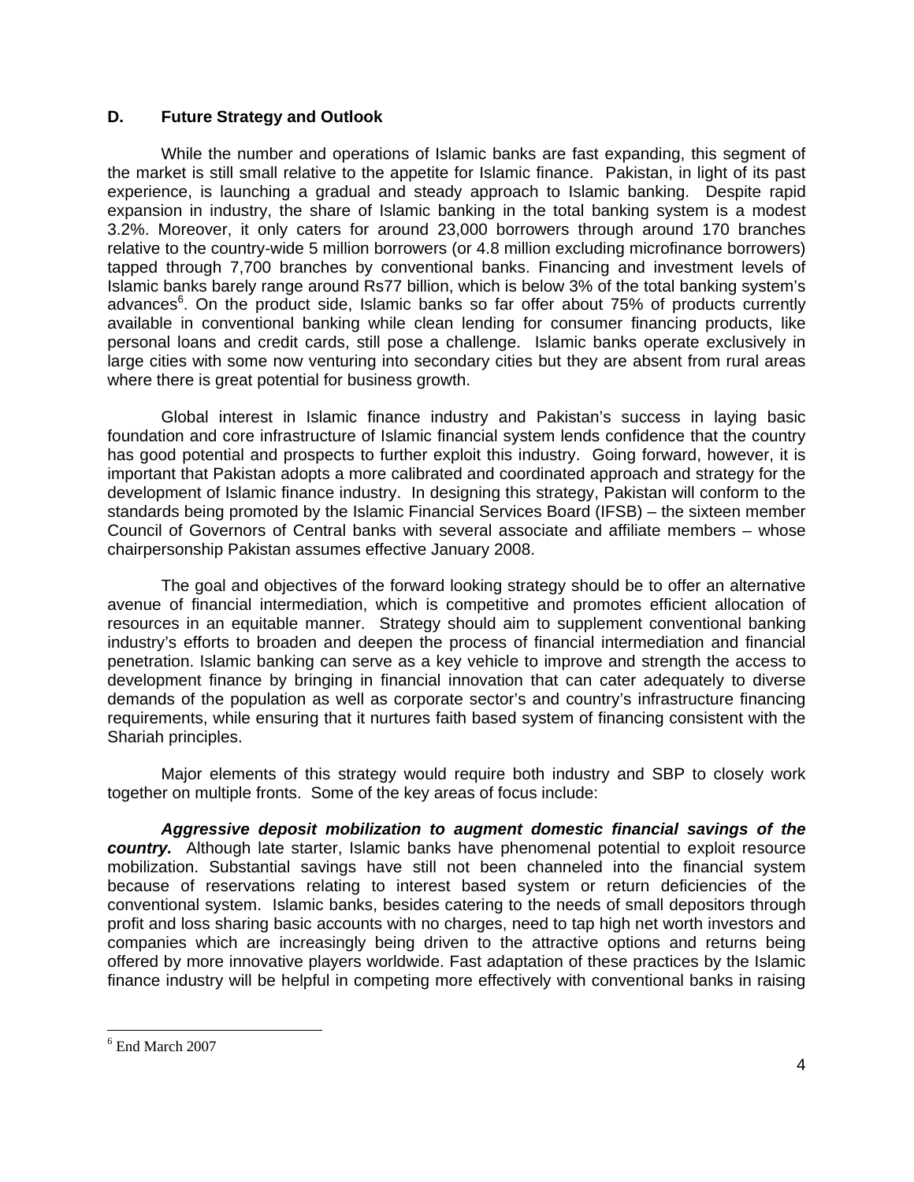## D. Future Strategy and Outlook

While the number and operations of Islamic banks are fast expanding, this segment of the market is still small relative to the appetite for Islamic finance. Pakistan, in light of its past experience, is launching a gradual and steady approach to Islamic banking. Despite rapid expansion in industry, the share of Islamic banking in the total banking system is a modest 3.2%. Moreover, it only caters for around 23,000 borrowers through around 170 branches relative to the country-wide 5 million borrowers (or 4.8 million excluding microfinance borrowers) tapped through 7,700 branches by conventional banks. Financing and investment levels of Islamic banks barely range around Rs77 billion, which is below 3% of the total banking system's advances[6]. On the product side, Islamic banks so far offer about 75% of products currently available in conventional banking while clean lending for consumer financing products, like personal loans and credit cards, still pose a challenge. Islamic banks operate exclusively in large cities with some now venturing into secondary cities but they are absent from rural areas where there is great potential for business growth.

Global interest in Islamic finance industry and Pakistan's success in laying basic foundation and core infrastructure of Islamic financial system lends confidence that the country has good potential and prospects to further exploit this industry. Going forward, however, it is important that Pakistan adopts a more calibrated and coordinated approach and strategy for the development of Islamic finance industry. In designing this strategy, Pakistan will conform to the standards being promoted by the Islamic Financial Services Board (IFSB) – the sixteen member Council of Governors of Central banks with several associate and affiliate members – whose chairpersonship Pakistan assumes effective January 2008.

The goal and objectives of the forward looking strategy should be to offer an alternative avenue of financial intermediation, which is competitive and promotes efficient allocation of resources in an equitable manner. Strategy should aim to supplement conventional banking industry's efforts to broaden and deepen the process of financial intermediation and financial penetration. Islamic banking can serve as a key vehicle to improve and strength the access to development finance by bringing in financial innovation that can cater adequately to diverse demands of the population as well as corporate sector's and country's infrastructure financing requirements, while ensuring that it nurtures faith based system of financing consistent with the Shariah principles.

Major elements of this strategy would require both industry and SBP to closely work together on multiple fronts. Some of the key areas of focus include:

***Aggressive deposit mobilization to augment domestic financial savings of the country.*** Although late starter, Islamic banks have phenomenal potential to exploit resource mobilization. Substantial savings have still not been channeled into the financial system because of reservations relating to interest based system or return deficiencies of the conventional system. Islamic banks, besides catering to the needs of small depositors through profit and loss sharing basic accounts with no charges, need to tap high net worth investors and companies which are increasingly being driven to the attractive options and returns being offered by more innovative players worldwide. Fast adaptation of these practices by the Islamic finance industry will be helpful in competing more effectively with conventional banks in raising

[6] End March 2007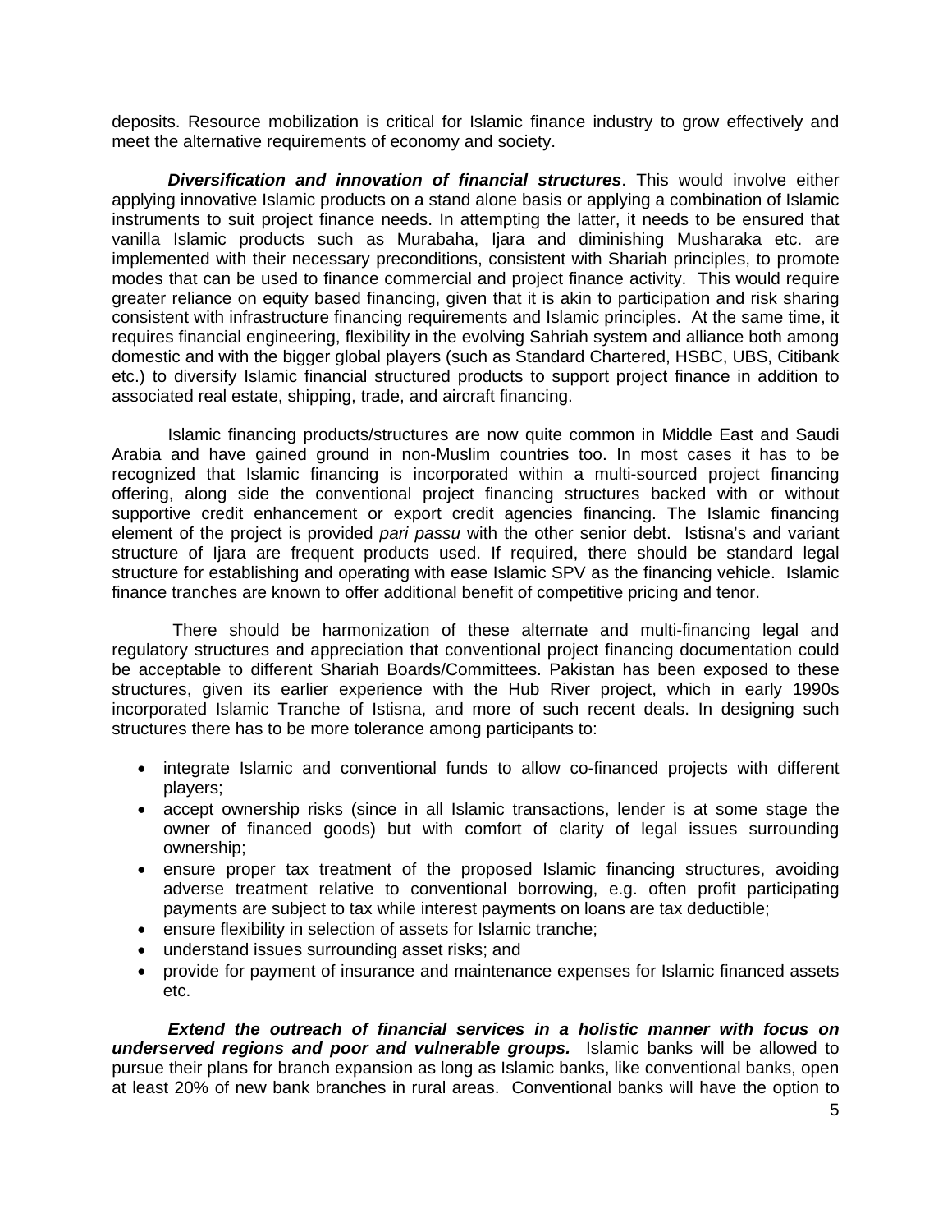deposits. Resource mobilization is critical for Islamic finance industry to grow effectively and meet the alternative requirements of economy and society.

***Diversification and innovation of financial structures***. This would involve either applying innovative Islamic products on a stand alone basis or applying a combination of Islamic instruments to suit project finance needs. In attempting the latter, it needs to be ensured that vanilla Islamic products such as Murabaha, Ijara and diminishing Musharaka etc. are implemented with their necessary preconditions, consistent with Shariah principles, to promote modes that can be used to finance commercial and project finance activity. This would require greater reliance on equity based financing, given that it is akin to participation and risk sharing consistent with infrastructure financing requirements and Islamic principles. At the same time, it requires financial engineering, flexibility in the evolving Sahriah system and alliance both among domestic and with the bigger global players (such as Standard Chartered, HSBC, UBS, Citibank etc.) to diversify Islamic financial structured products to support project finance in addition to associated real estate, shipping, trade, and aircraft financing.

Islamic financing products/structures are now quite common in Middle East and Saudi Arabia and have gained ground in non-Muslim countries too. In most cases it has to be recognized that Islamic financing is incorporated within a multi-sourced project financing offering, along side the conventional project financing structures backed with or without supportive credit enhancement or export credit agencies financing. The Islamic financing element of the project is provided *pari passu* with the other senior debt. Istisna's and variant structure of Ijara are frequent products used. If required, there should be standard legal structure for establishing and operating with ease Islamic SPV as the financing vehicle. Islamic finance tranches are known to offer additional benefit of competitive pricing and tenor.

There should be harmonization of these alternate and multi-financing legal and regulatory structures and appreciation that conventional project financing documentation could be acceptable to different Shariah Boards/Committees. Pakistan has been exposed to these structures, given its earlier experience with the Hub River project, which in early 1990s incorporated Islamic Tranche of Istisna, and more of such recent deals. In designing such structures there has to be more tolerance among participants to:

- integrate Islamic and conventional funds to allow co-financed projects with different players;
- accept ownership risks (since in all Islamic transactions, lender is at some stage the owner of financed goods) but with comfort of clarity of legal issues surrounding ownership;
- ensure proper tax treatment of the proposed Islamic financing structures, avoiding adverse treatment relative to conventional borrowing, e.g. often profit participating payments are subject to tax while interest payments on loans are tax deductible;
- ensure flexibility in selection of assets for Islamic tranche;
- understand issues surrounding asset risks; and
- provide for payment of insurance and maintenance expenses for Islamic financed assets etc.

***Extend the outreach of financial services in a holistic manner with focus on underserved regions and poor and vulnerable groups.*** Islamic banks will be allowed to pursue their plans for branch expansion as long as Islamic banks, like conventional banks, open at least 20% of new bank branches in rural areas. Conventional banks will have the option to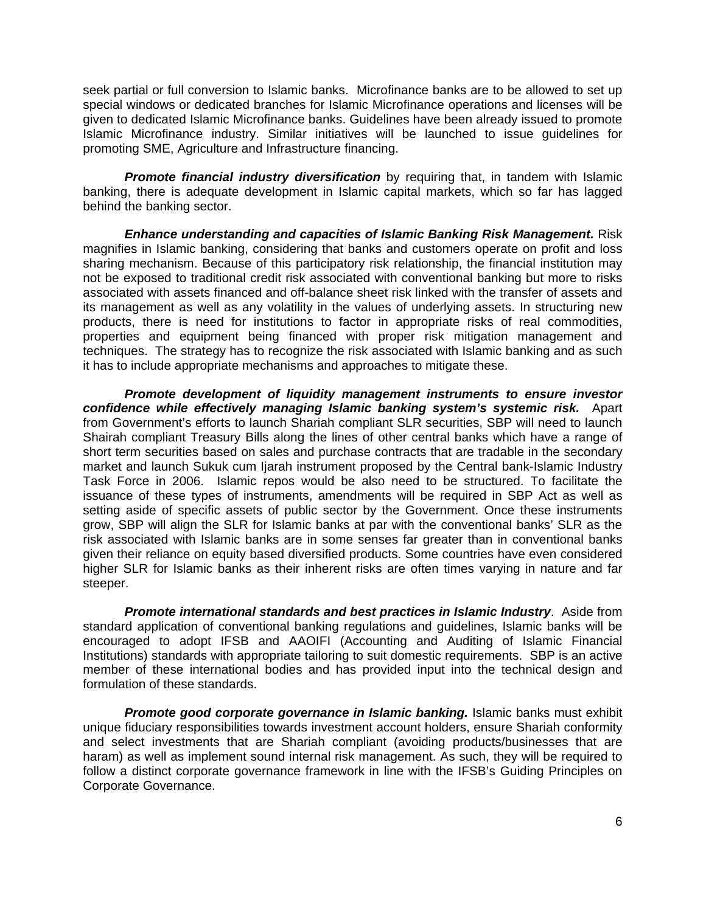seek partial or full conversion to Islamic banks. Microfinance banks are to be allowed to set up special windows or dedicated branches for Islamic Microfinance operations and licenses will be given to dedicated Islamic Microfinance banks. Guidelines have been already issued to promote Islamic Microfinance industry. Similar initiatives will be launched to issue guidelines for promoting SME, Agriculture and Infrastructure financing.

***Promote financial industry diversification*** by requiring that, in tandem with Islamic banking, there is adequate development in Islamic capital markets, which so far has lagged behind the banking sector.

***Enhance understanding and capacities of Islamic Banking Risk Management.*** Risk magnifies in Islamic banking, considering that banks and customers operate on profit and loss sharing mechanism. Because of this participatory risk relationship, the financial institution may not be exposed to traditional credit risk associated with conventional banking but more to risks associated with assets financed and off-balance sheet risk linked with the transfer of assets and its management as well as any volatility in the values of underlying assets. In structuring new products, there is need for institutions to factor in appropriate risks of real commodities, properties and equipment being financed with proper risk mitigation management and techniques. The strategy has to recognize the risk associated with Islamic banking and as such it has to include appropriate mechanisms and approaches to mitigate these.

***Promote development of liquidity management instruments to ensure investor confidence while effectively managing Islamic banking system's systemic risk.*** Apart from Government's efforts to launch Shariah compliant SLR securities, SBP will need to launch Shairah compliant Treasury Bills along the lines of other central banks which have a range of short term securities based on sales and purchase contracts that are tradable in the secondary market and launch Sukuk cum Ijarah instrument proposed by the Central bank-Islamic Industry Task Force in 2006. Islamic repos would be also need to be structured. To facilitate the issuance of these types of instruments, amendments will be required in SBP Act as well as setting aside of specific assets of public sector by the Government. Once these instruments grow, SBP will align the SLR for Islamic banks at par with the conventional banks' SLR as the risk associated with Islamic banks are in some senses far greater than in conventional banks given their reliance on equity based diversified products. Some countries have even considered higher SLR for Islamic banks as their inherent risks are often times varying in nature and far steeper.

***Promote international standards and best practices in Islamic Industry***. Aside from standard application of conventional banking regulations and guidelines, Islamic banks will be encouraged to adopt IFSB and AAOIFI (Accounting and Auditing of Islamic Financial Institutions) standards with appropriate tailoring to suit domestic requirements. SBP is an active member of these international bodies and has provided input into the technical design and formulation of these standards.

***Promote good corporate governance in Islamic banking.*** Islamic banks must exhibit unique fiduciary responsibilities towards investment account holders, ensure Shariah conformity and select investments that are Shariah compliant (avoiding products/businesses that are haram) as well as implement sound internal risk management. As such, they will be required to follow a distinct corporate governance framework in line with the IFSB's Guiding Principles on Corporate Governance.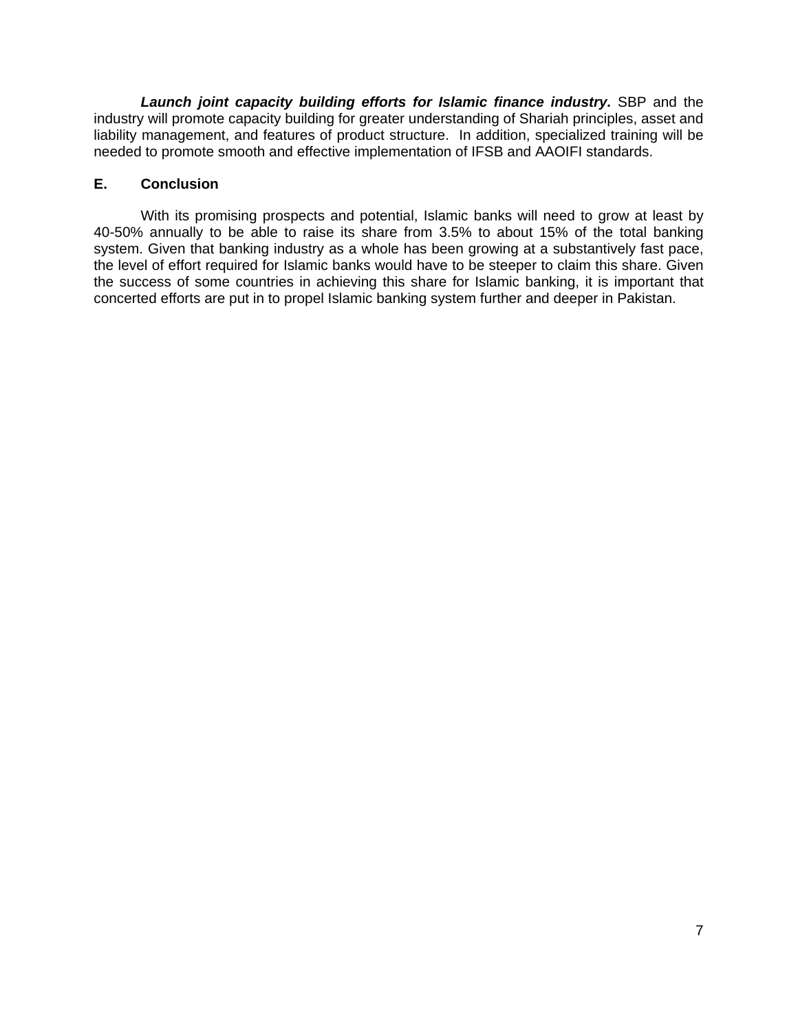***Launch joint capacity building efforts for Islamic finance industry.*** SBP and the industry will promote capacity building for greater understanding of Shariah principles, asset and liability management, and features of product structure. In addition, specialized training will be needed to promote smooth and effective implementation of IFSB and AAOIFI standards.

## E. Conclusion

With its promising prospects and potential, Islamic banks will need to grow at least by 40-50% annually to be able to raise its share from 3.5% to about 15% of the total banking system. Given that banking industry as a whole has been growing at a substantively fast pace, the level of effort required for Islamic banks would have to be steeper to claim this share. Given the success of some countries in achieving this share for Islamic banking, it is important that concerted efforts are put in to propel Islamic banking system further and deeper in Pakistan.